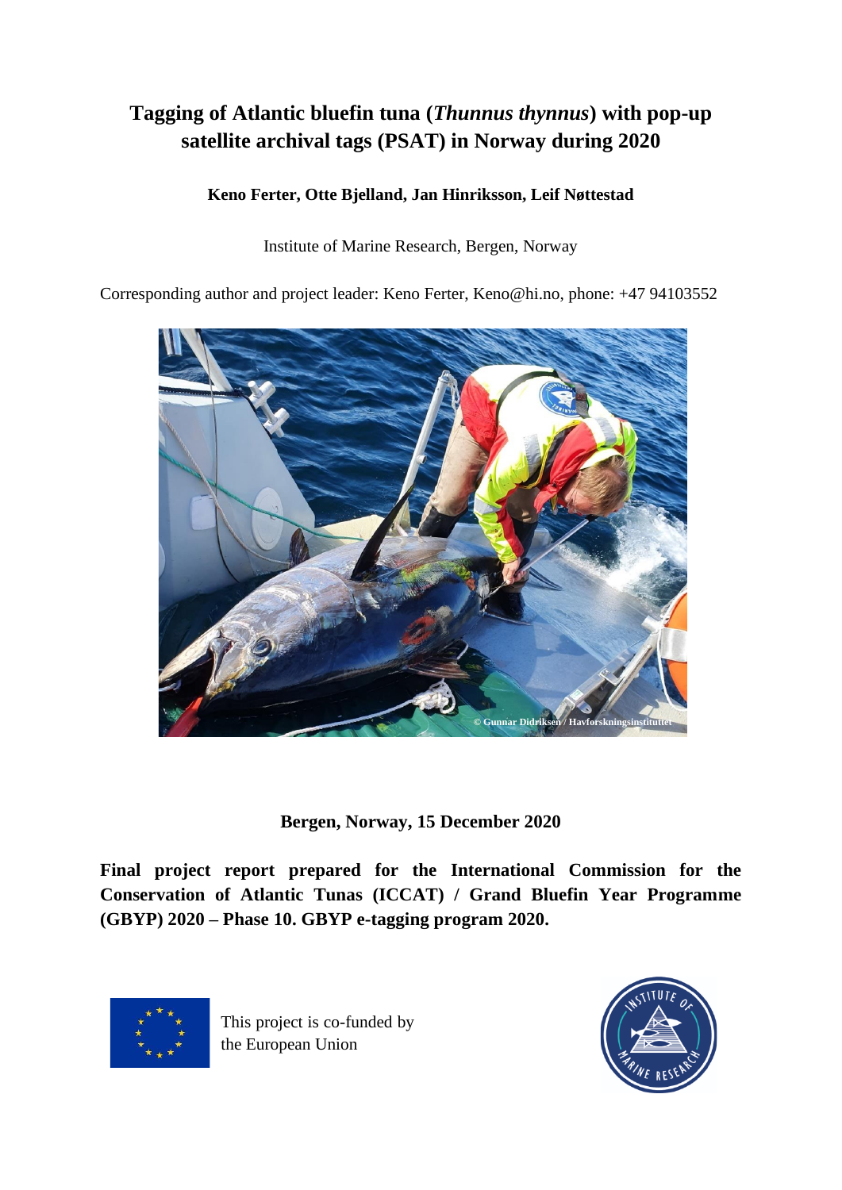# Tagging of Atlantic bluefin tuna (*Thunnus thynnus*) with pop-up satellite archival tags (PSAT) in Norway during 2020

**Keno Ferter, Otte Bjelland, Jan Hinriksson, Leif Nøttestad**

Institute of Marine Research, Bergen, Norway

Corresponding author and project leader: Keno Ferter, Keno@hi.no, phone: +47 94103552

© Gunnar Didriksen / Havforskningsinstituttet

**Bergen, Norway, 15 December 2020**

**Final project report prepared for the International Commission for the Conservation of Atlantic Tunas (ICCAT) / Grand Bluefin Year Programme (GBYP) 2020 – Phase 10. GBYP e-tagging program 2020.**

This project is co-funded by the European Union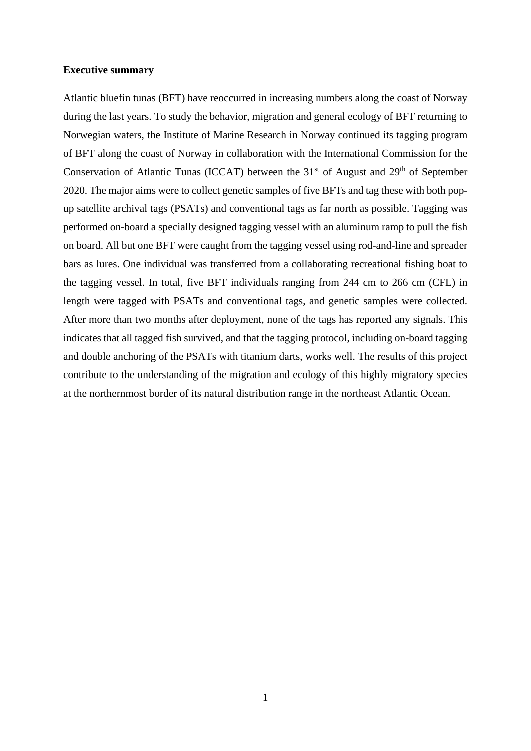**Executive summary**

Atlantic bluefin tunas (BFT) have reoccurred in increasing numbers along the coast of Norway during the last years. To study the behavior, migration and general ecology of BFT returning to Norwegian waters, the Institute of Marine Research in Norway continued its tagging program of BFT along the coast of Norway in collaboration with the International Commission for the Conservation of Atlantic Tunas (ICCAT) between the 31st of August and 29th of September 2020. The major aims were to collect genetic samples of five BFTs and tag these with both pop-up satellite archival tags (PSATs) and conventional tags as far north as possible. Tagging was performed on-board a specially designed tagging vessel with an aluminum ramp to pull the fish on board. All but one BFT were caught from the tagging vessel using rod-and-line and spreader bars as lures. One individual was transferred from a collaborating recreational fishing boat to the tagging vessel. In total, five BFT individuals ranging from 244 cm to 266 cm (CFL) in length were tagged with PSATs and conventional tags, and genetic samples were collected. After more than two months after deployment, none of the tags has reported any signals. This indicates that all tagged fish survived, and that the tagging protocol, including on-board tagging and double anchoring of the PSATs with titanium darts, works well. The results of this project contribute to the understanding of the migration and ecology of this highly migratory species at the northernmost border of its natural distribution range in the northeast Atlantic Ocean.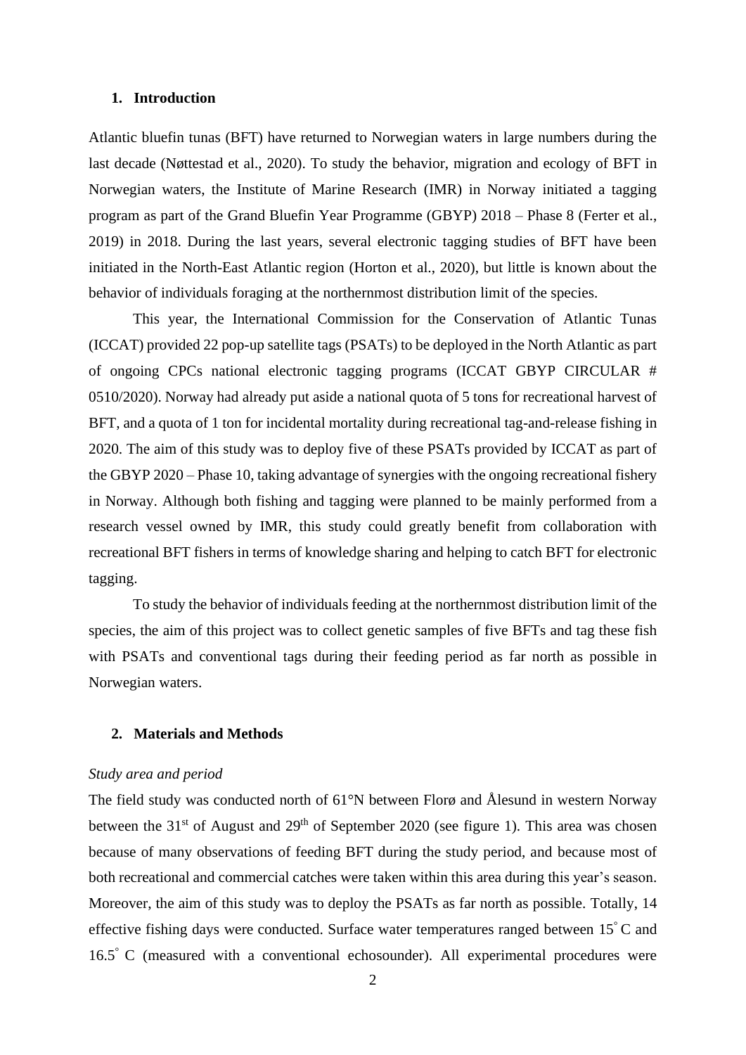## 1. Introduction

Atlantic bluefin tunas (BFT) have returned to Norwegian waters in large numbers during the last decade (Nøttestad et al., 2020). To study the behavior, migration and ecology of BFT in Norwegian waters, the Institute of Marine Research (IMR) in Norway initiated a tagging program as part of the Grand Bluefin Year Programme (GBYP) 2018 – Phase 8 (Ferter et al., 2019) in 2018. During the last years, several electronic tagging studies of BFT have been initiated in the North-East Atlantic region (Horton et al., 2020), but little is known about the behavior of individuals foraging at the northernmost distribution limit of the species.

This year, the International Commission for the Conservation of Atlantic Tunas (ICCAT) provided 22 pop-up satellite tags (PSATs) to be deployed in the North Atlantic as part of ongoing CPCs national electronic tagging programs (ICCAT GBYP CIRCULAR # 0510/2020). Norway had already put aside a national quota of 5 tons for recreational harvest of BFT, and a quota of 1 ton for incidental mortality during recreational tag-and-release fishing in 2020. The aim of this study was to deploy five of these PSATs provided by ICCAT as part of the GBYP 2020 – Phase 10, taking advantage of synergies with the ongoing recreational fishery in Norway. Although both fishing and tagging were planned to be mainly performed from a research vessel owned by IMR, this study could greatly benefit from collaboration with recreational BFT fishers in terms of knowledge sharing and helping to catch BFT for electronic tagging.

To study the behavior of individuals feeding at the northernmost distribution limit of the species, the aim of this project was to collect genetic samples of five BFTs and tag these fish with PSATs and conventional tags during their feeding period as far north as possible in Norwegian waters.

## 2. Materials and Methods

*Study area and period*

The field study was conducted north of 61°N between Florø and Ålesund in western Norway between the 31$^{st}$ of August and 29$^{th}$ of September 2020 (see figure 1). This area was chosen because of many observations of feeding BFT during the study period, and because most of both recreational and commercial catches were taken within this area during this year's season. Moreover, the aim of this study was to deploy the PSATs as far north as possible. Totally, 14 effective fishing days were conducted. Surface water temperatures ranged between 15$^{\circ}$ C and 16.5$^{\circ}$ C (measured with a conventional echosounder). All experimental procedures were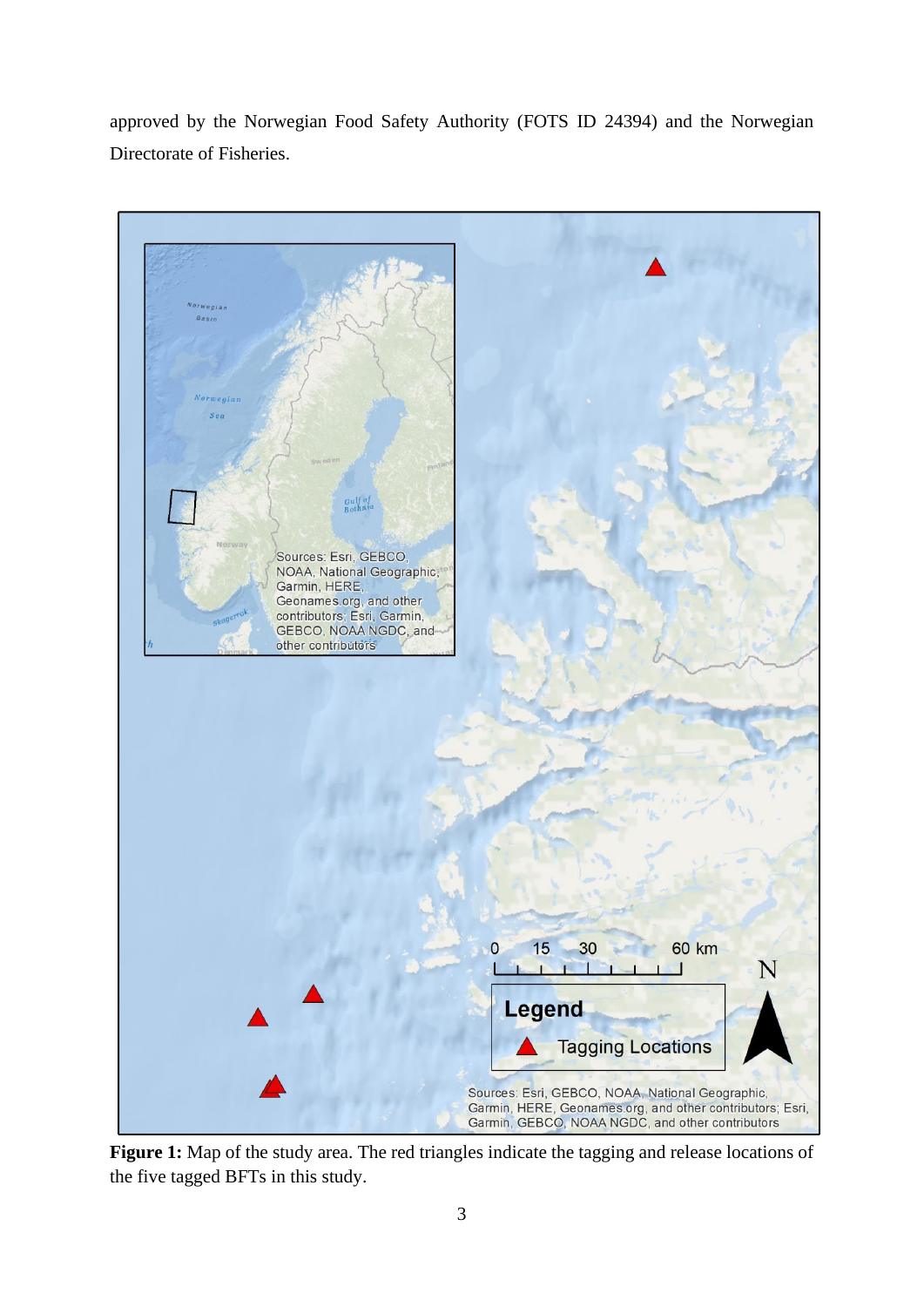approved by the Norwegian Food Safety Authority (FOTS ID 24394) and the Norwegian Directorate of Fisheries.

**Figure 1:** Map of the study area. The red triangles indicate the tagging and release locations of the five tagged BFTs in this study.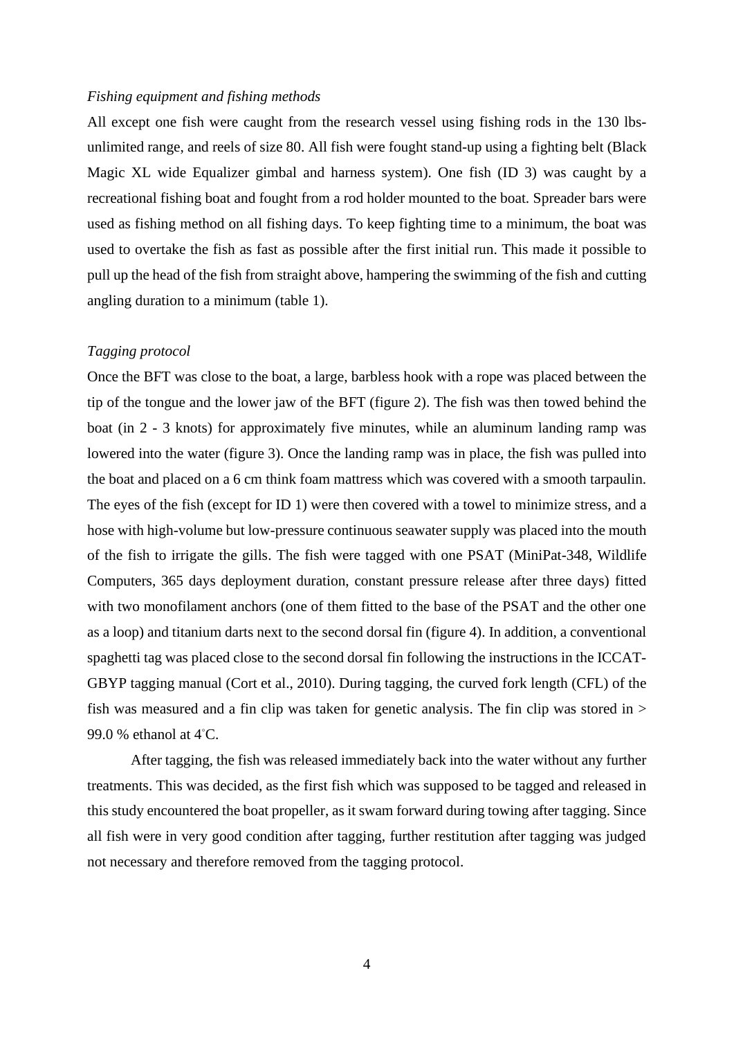*Fishing equipment and fishing methods*

All except one fish were caught from the research vessel using fishing rods in the 130 lbs-unlimited range, and reels of size 80. All fish were fought stand-up using a fighting belt (Black Magic XL wide Equalizer gimbal and harness system). One fish (ID 3) was caught by a recreational fishing boat and fought from a rod holder mounted to the boat. Spreader bars were used as fishing method on all fishing days. To keep fighting time to a minimum, the boat was used to overtake the fish as fast as possible after the first initial run. This made it possible to pull up the head of the fish from straight above, hampering the swimming of the fish and cutting angling duration to a minimum (table 1).

*Tagging protocol*

Once the BFT was close to the boat, a large, barbless hook with a rope was placed between the tip of the tongue and the lower jaw of the BFT (figure 2). The fish was then towed behind the boat (in 2 - 3 knots) for approximately five minutes, while an aluminum landing ramp was lowered into the water (figure 3). Once the landing ramp was in place, the fish was pulled into the boat and placed on a 6 cm think foam mattress which was covered with a smooth tarpaulin. The eyes of the fish (except for ID 1) were then covered with a towel to minimize stress, and a hose with high-volume but low-pressure continuous seawater supply was placed into the mouth of the fish to irrigate the gills. The fish were tagged with one PSAT (MiniPat-348, Wildlife Computers, 365 days deployment duration, constant pressure release after three days) fitted with two monofilament anchors (one of them fitted to the base of the PSAT and the other one as a loop) and titanium darts next to the second dorsal fin (figure 4). In addition, a conventional spaghetti tag was placed close to the second dorsal fin following the instructions in the ICCAT-GBYP tagging manual (Cort et al., 2010). During tagging, the curved fork length (CFL) of the fish was measured and a fin clip was taken for genetic analysis. The fin clip was stored in > 99.0 % ethanol at 4˚C.

After tagging, the fish was released immediately back into the water without any further treatments. This was decided, as the first fish which was supposed to be tagged and released in this study encountered the boat propeller, as it swam forward during towing after tagging. Since all fish were in very good condition after tagging, further restitution after tagging was judged not necessary and therefore removed from the tagging protocol.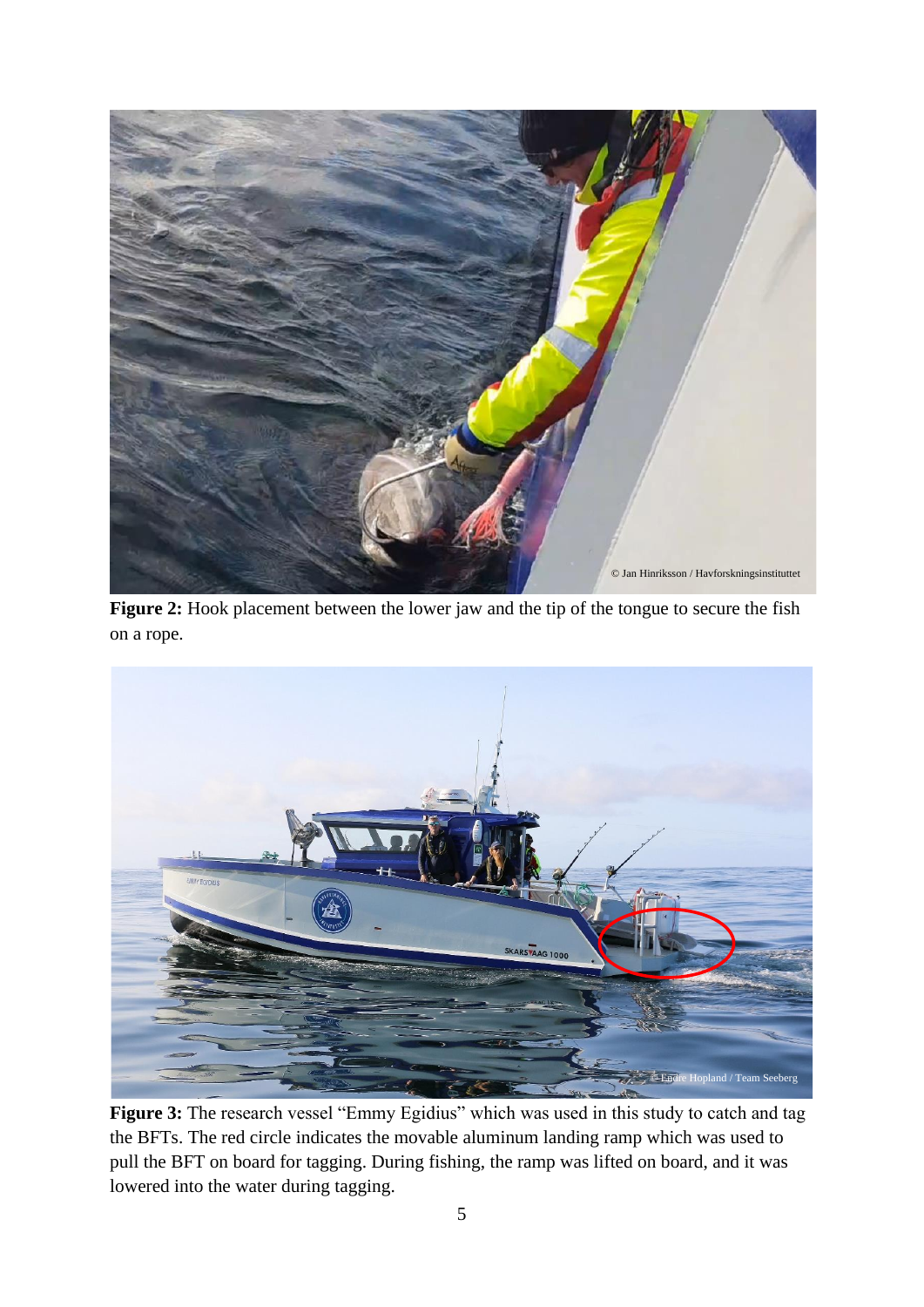**Figure 2:** Hook placement between the lower jaw and the tip of the tongue to secure the fish on a rope.

**Figure 3:** The research vessel "Emmy Egidius" which was used in this study to catch and tag the BFTs. The red circle indicates the movable aluminum landing ramp which was used to pull the BFT on board for tagging. During fishing, the ramp was lifted on board, and it was lowered into the water during tagging.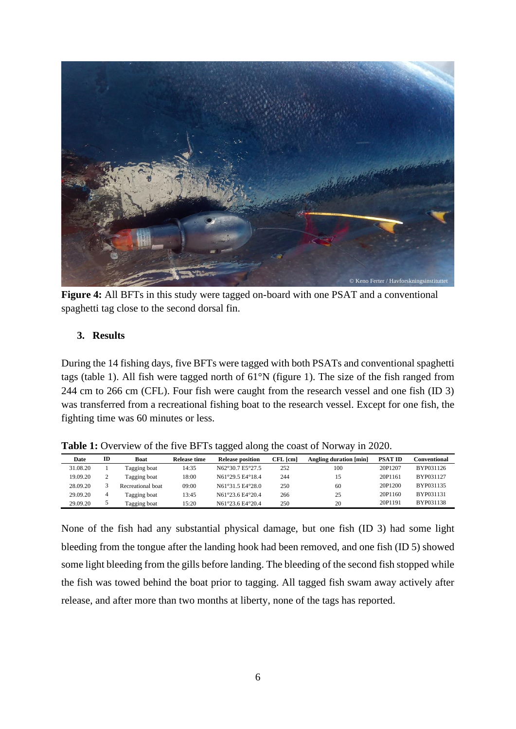**Figure 4:** All BFTs in this study were tagged on-board with one PSAT and a conventional spaghetti tag close to the second dorsal fin.

## 3. Results

During the 14 fishing days, five BFTs were tagged with both PSATs and conventional spaghetti tags (table 1). All fish were tagged north of 61°N (figure 1). The size of the fish ranged from 244 cm to 266 cm (CFL). Four fish were caught from the research vessel and one fish (ID 3) was transferred from a recreational fishing boat to the research vessel. Except for one fish, the fighting time was 60 minutes or less.

**Table 1:** Overview of the five BFTs tagged along the coast of Norway in 2020.

| Date | ID | Boat | Release time | Release position | CFL [cm] | Angling duration [min] | PSAT ID | Conventional |
|---|---|---|---|---|---|---|---|---|
| 31.08.20 | 1 | Tagging boat | 14:35 | N62°30.7 E5°27.5 | 252 | 100 | 20P1207 | BYP031126 |
| 19.09.20 | 2 | Tagging boat | 18:00 | N61°29.5 E4°18.4 | 244 | 15 | 20P1161 | BYP031127 |
| 28.09.20 | 3 | Recreational boat | 09:00 | N61°31.5 E4°28.0 | 250 | 60 | 20P1200 | BYP031135 |
| 29.09.20 | 4 | Tagging boat | 13:45 | N61°23.6 E4°20.4 | 266 | 25 | 20P1160 | BYP031131 |
| 29.09.20 | 5 | Tagging boat | 15:20 | N61°23.6 E4°20.4 | 250 | 20 | 20P1191 | BYP031138 |

None of the fish had any substantial physical damage, but one fish (ID 3) had some light bleeding from the tongue after the landing hook had been removed, and one fish (ID 5) showed some light bleeding from the gills before landing. The bleeding of the second fish stopped while the fish was towed behind the boat prior to tagging. All tagged fish swam away actively after release, and after more than two months at liberty, none of the tags has reported.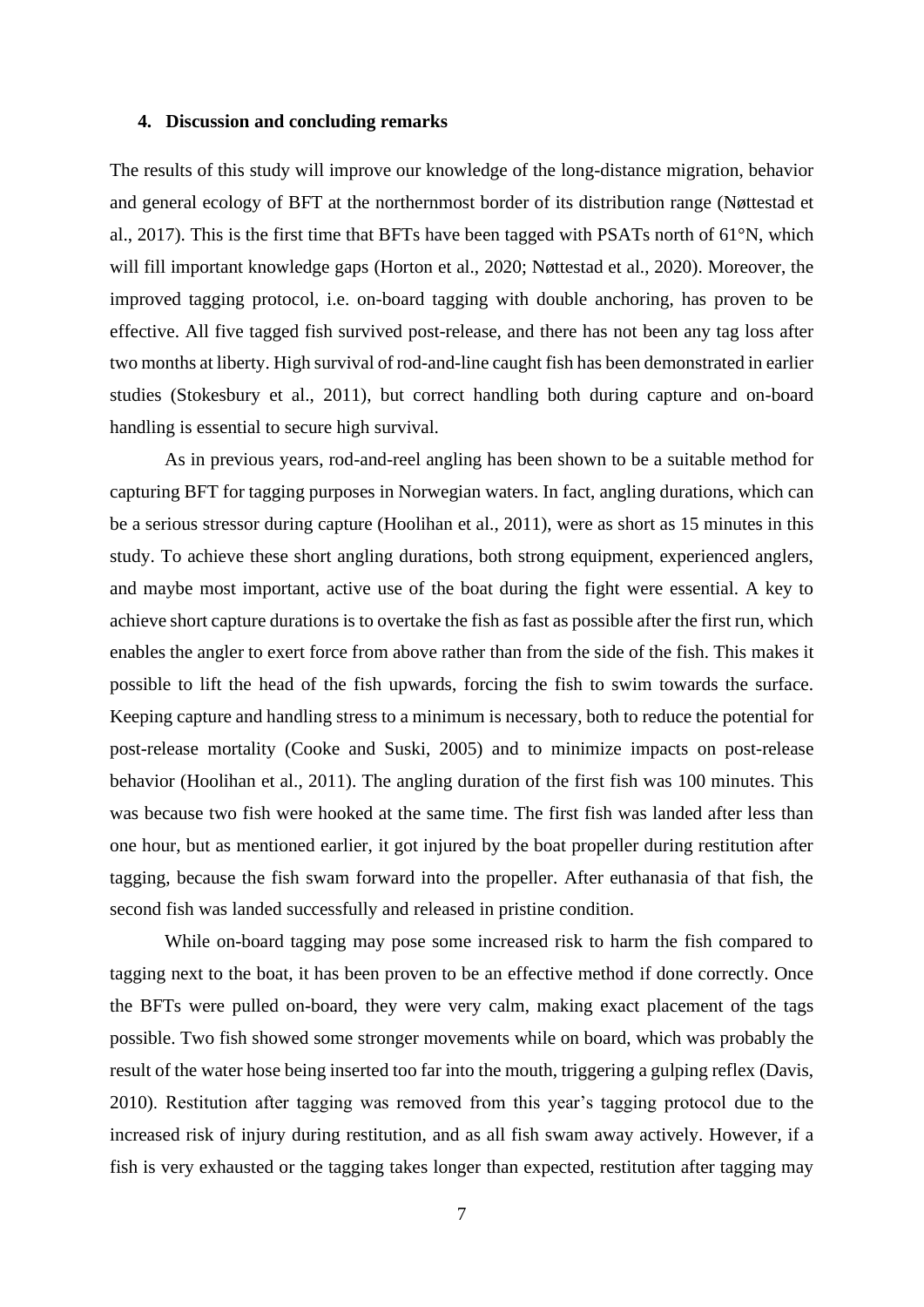## 4. Discussion and concluding remarks

The results of this study will improve our knowledge of the long-distance migration, behavior and general ecology of BFT at the northernmost border of its distribution range (Nøttestad et al., 2017). This is the first time that BFTs have been tagged with PSATs north of 61°N, which will fill important knowledge gaps (Horton et al., 2020; Nøttestad et al., 2020). Moreover, the improved tagging protocol, i.e. on-board tagging with double anchoring, has proven to be effective. All five tagged fish survived post-release, and there has not been any tag loss after two months at liberty. High survival of rod-and-line caught fish has been demonstrated in earlier studies (Stokesbury et al., 2011), but correct handling both during capture and on-board handling is essential to secure high survival.

As in previous years, rod-and-reel angling has been shown to be a suitable method for capturing BFT for tagging purposes in Norwegian waters. In fact, angling durations, which can be a serious stressor during capture (Hoolihan et al., 2011), were as short as 15 minutes in this study. To achieve these short angling durations, both strong equipment, experienced anglers, and maybe most important, active use of the boat during the fight were essential. A key to achieve short capture durations is to overtake the fish as fast as possible after the first run, which enables the angler to exert force from above rather than from the side of the fish. This makes it possible to lift the head of the fish upwards, forcing the fish to swim towards the surface. Keeping capture and handling stress to a minimum is necessary, both to reduce the potential for post-release mortality (Cooke and Suski, 2005) and to minimize impacts on post-release behavior (Hoolihan et al., 2011). The angling duration of the first fish was 100 minutes. This was because two fish were hooked at the same time. The first fish was landed after less than one hour, but as mentioned earlier, it got injured by the boat propeller during restitution after tagging, because the fish swam forward into the propeller. After euthanasia of that fish, the second fish was landed successfully and released in pristine condition.

While on-board tagging may pose some increased risk to harm the fish compared to tagging next to the boat, it has been proven to be an effective method if done correctly. Once the BFTs were pulled on-board, they were very calm, making exact placement of the tags possible. Two fish showed some stronger movements while on board, which was probably the result of the water hose being inserted too far into the mouth, triggering a gulping reflex (Davis, 2010). Restitution after tagging was removed from this year's tagging protocol due to the increased risk of injury during restitution, and as all fish swam away actively. However, if a fish is very exhausted or the tagging takes longer than expected, restitution after tagging may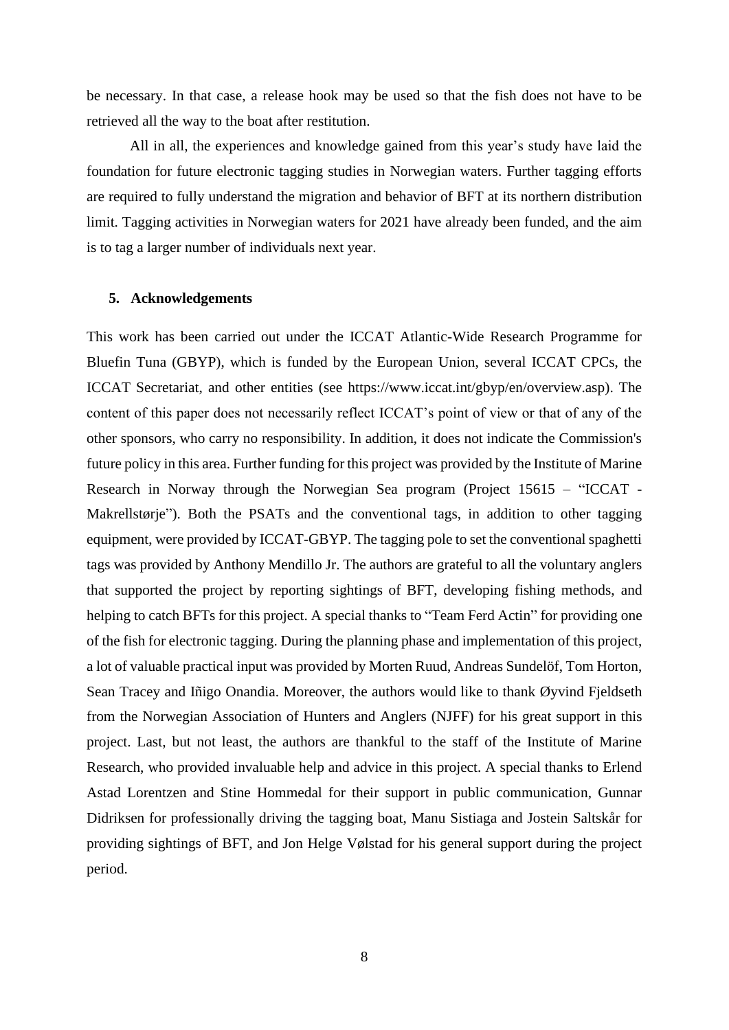be necessary. In that case, a release hook may be used so that the fish does not have to be retrieved all the way to the boat after restitution.

All in all, the experiences and knowledge gained from this year's study have laid the foundation for future electronic tagging studies in Norwegian waters. Further tagging efforts are required to fully understand the migration and behavior of BFT at its northern distribution limit. Tagging activities in Norwegian waters for 2021 have already been funded, and the aim is to tag a larger number of individuals next year.

## 5. Acknowledgements

This work has been carried out under the ICCAT Atlantic-Wide Research Programme for Bluefin Tuna (GBYP), which is funded by the European Union, several ICCAT CPCs, the ICCAT Secretariat, and other entities (see https://www.iccat.int/gbyp/en/overview.asp). The content of this paper does not necessarily reflect ICCAT's point of view or that of any of the other sponsors, who carry no responsibility. In addition, it does not indicate the Commission's future policy in this area. Further funding for this project was provided by the Institute of Marine Research in Norway through the Norwegian Sea program (Project 15615 – "ICCAT - Makrellstørje"). Both the PSATs and the conventional tags, in addition to other tagging equipment, were provided by ICCAT-GBYP. The tagging pole to set the conventional spaghetti tags was provided by Anthony Mendillo Jr. The authors are grateful to all the voluntary anglers that supported the project by reporting sightings of BFT, developing fishing methods, and helping to catch BFTs for this project. A special thanks to "Team Ferd Actin" for providing one of the fish for electronic tagging. During the planning phase and implementation of this project, a lot of valuable practical input was provided by Morten Ruud, Andreas Sundelöf, Tom Horton, Sean Tracey and Iñigo Onandia. Moreover, the authors would like to thank Øyvind Fjeldseth from the Norwegian Association of Hunters and Anglers (NJFF) for his great support in this project. Last, but not least, the authors are thankful to the staff of the Institute of Marine Research, who provided invaluable help and advice in this project. A special thanks to Erlend Astad Lorentzen and Stine Hommedal for their support in public communication, Gunnar Didriksen for professionally driving the tagging boat, Manu Sistiaga and Jostein Saltskår for providing sightings of BFT, and Jon Helge Vølstad for his general support during the project period.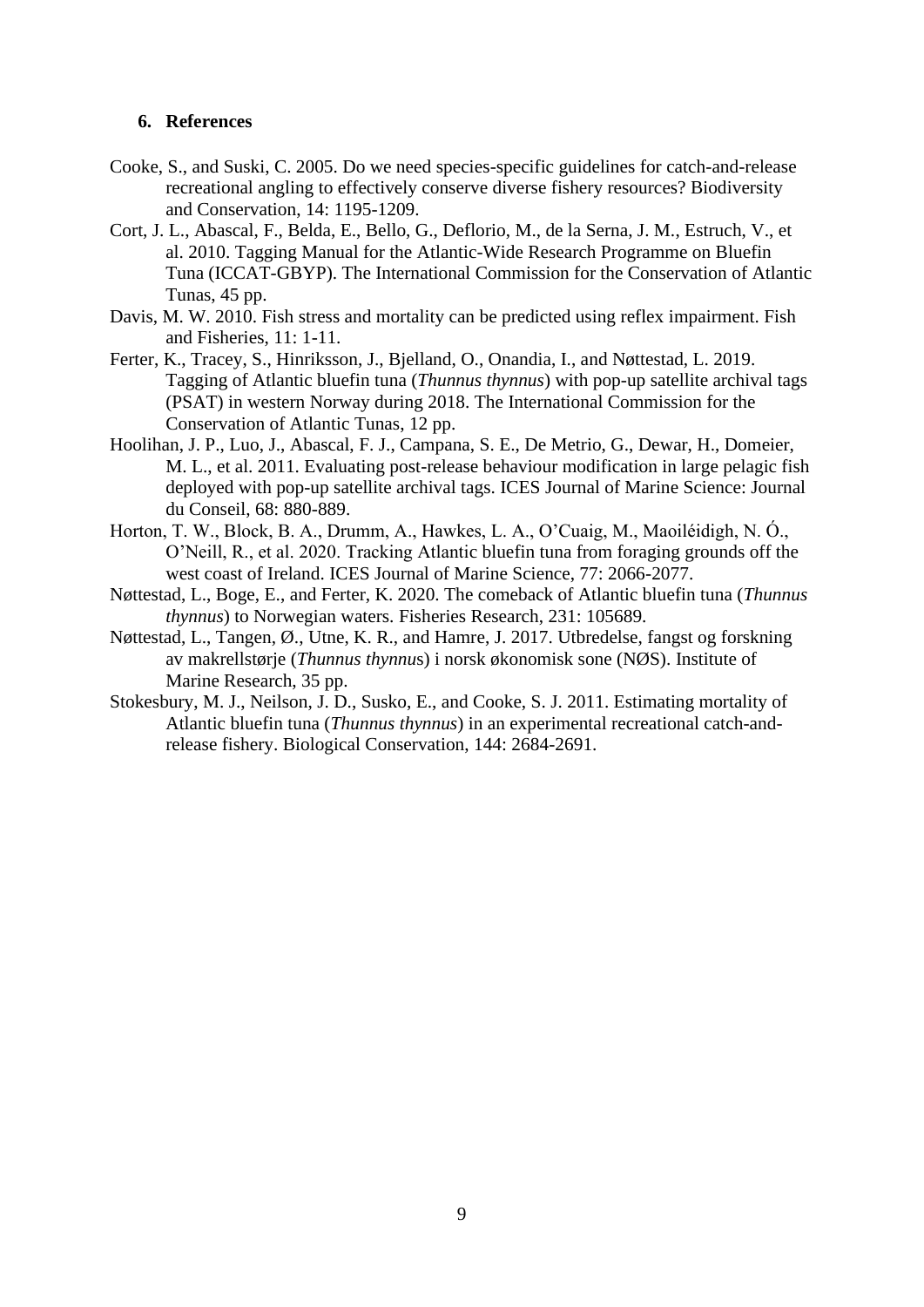## 6. References

Cooke, S., and Suski, C. 2005. Do we need species-specific guidelines for catch-and-release recreational angling to effectively conserve diverse fishery resources? Biodiversity and Conservation, 14: 1195-1209.

Cort, J. L., Abascal, F., Belda, E., Bello, G., Deflorio, M., de la Serna, J. M., Estruch, V., et al. 2010. Tagging Manual for the Atlantic-Wide Research Programme on Bluefin Tuna (ICCAT-GBYP). The International Commission for the Conservation of Atlantic Tunas, 45 pp.

Davis, M. W. 2010. Fish stress and mortality can be predicted using reflex impairment. Fish and Fisheries, 11: 1-11.

Ferter, K., Tracey, S., Hinriksson, J., Bjelland, O., Onandia, I., and Nøttestad, L. 2019. Tagging of Atlantic bluefin tuna (*Thunnus thynnus*) with pop-up satellite archival tags (PSAT) in western Norway during 2018. The International Commission for the Conservation of Atlantic Tunas, 12 pp.

Hoolihan, J. P., Luo, J., Abascal, F. J., Campana, S. E., De Metrio, G., Dewar, H., Domeier, M. L., et al. 2011. Evaluating post-release behaviour modification in large pelagic fish deployed with pop-up satellite archival tags. ICES Journal of Marine Science: Journal du Conseil, 68: 880-889.

Horton, T. W., Block, B. A., Drumm, A., Hawkes, L. A., O'Cuaig, M., Maoiléidigh, N. Ó., O'Neill, R., et al. 2020. Tracking Atlantic bluefin tuna from foraging grounds off the west coast of Ireland. ICES Journal of Marine Science, 77: 2066-2077.

Nøttestad, L., Boge, E., and Ferter, K. 2020. The comeback of Atlantic bluefin tuna (*Thunnus thynnus*) to Norwegian waters. Fisheries Research, 231: 105689.

Nøttestad, L., Tangen, Ø., Utne, K. R., and Hamre, J. 2017. Utbredelse, fangst og forskning av makrellstørje (*Thunnus thynnus*) i norsk økonomisk sone (NØS). Institute of Marine Research, 35 pp.

Stokesbury, M. J., Neilson, J. D., Susko, E., and Cooke, S. J. 2011. Estimating mortality of Atlantic bluefin tuna (*Thunnus thynnus*) in an experimental recreational catch-and-release fishery. Biological Conservation, 144: 2684-2691.